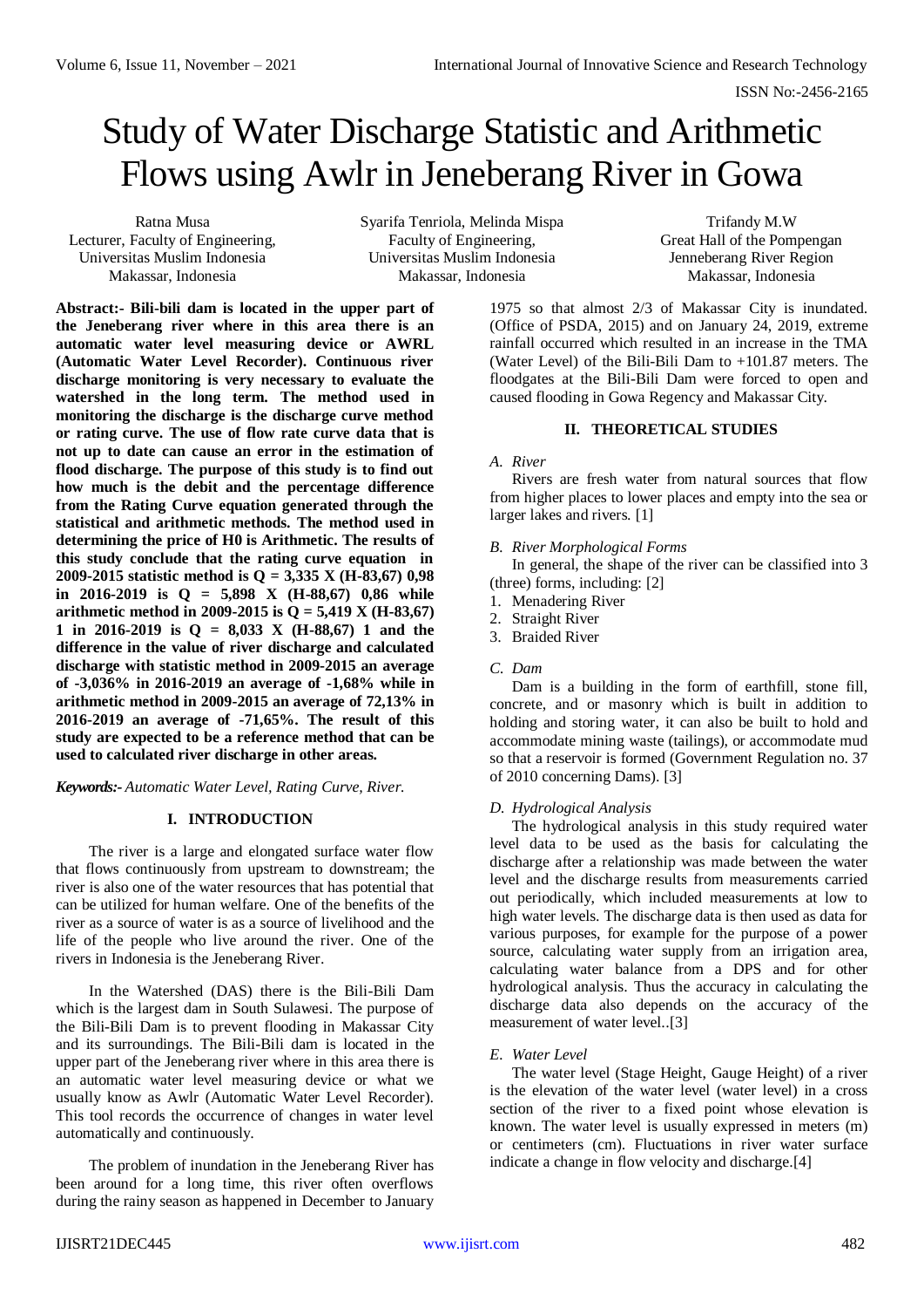# Study of Water Discharge Statistic and Arithmetic Flows using Awlr in Jeneberang River in Gowa

Ratna Musa
Lecturer, Faculty of Engineering,
Universitas Muslim Indonesia
Makassar, Indonesia

Syarifa Tenriola, Melinda Mispa
Faculty of Engineering,
Universitas Muslim Indonesia
Makassar, Indonesia

Trifandy M.W
Great Hall of the Pompengan
Jenneberang River Region
Makassar, Indonesia

**Abstract:- Bili-bili dam is located in the upper part of the Jeneberang river where in this area there is an automatic water level measuring device or AWRL (Automatic Water Level Recorder). Continuous river discharge monitoring is very necessary to evaluate the watershed in the long term. The method used in monitoring the discharge is the discharge curve method or rating curve. The use of flow rate curve data that is not up to date can cause an error in the estimation of flood discharge. The purpose of this study is to find out how much is the debit and the percentage difference from the Rating Curve equation generated through the statistical and arithmetic methods. The method used in determining the price of H0 is Arithmetic. The results of this study conclude that the rating curve equation in 2009-2015 statistic method is Q = 3,335 X (H-83,67) 0,98 in 2016-2019 is Q = 5,898 X (H-88,67) 0,86 while arithmetic method in 2009-2015 is Q = 5,419 X (H-83,67) 1 in 2016-2019 is Q = 8,033 X (H-88,67) 1 and the difference in the value of river discharge and calculated discharge with statistic method in 2009-2015 an average of -3,036% in 2016-2019 an average of -1,68% while in arithmetic method in 2009-2015 an average of 72,13% in 2016-2019 an average of -71,65%. The result of this study are expected to be a reference method that can be used to calculated river discharge in other areas.**

***Keywords:-*** *Automatic Water Level, Rating Curve, River.*

## I. INTRODUCTION

The river is a large and elongated surface water flow that flows continuously from upstream to downstream; the river is also one of the water resources that has potential that can be utilized for human welfare. One of the benefits of the river as a source of water is as a source of livelihood and the life of the people who live around the river. One of the rivers in Indonesia is the Jeneberang River.

In the Watershed (DAS) there is the Bili-Bili Dam which is the largest dam in South Sulawesi. The purpose of the Bili-Bili Dam is to prevent flooding in Makassar City and its surroundings. The Bili-Bili dam is located in the upper part of the Jeneberang river where in this area there is an automatic water level measuring device or what we usually know as Awlr (Automatic Water Level Recorder). This tool records the occurrence of changes in water level automatically and continuously.

The problem of inundation in the Jeneberang River has been around for a long time, this river often overflows during the rainy season as happened in December to January 1975 so that almost 2/3 of Makassar City is inundated. (Office of PSDA, 2015) and on January 24, 2019, extreme rainfall occurred which resulted in an increase in the TMA (Water Level) of the Bili-Bili Dam to +101.87 meters. The floodgates at the Bili-Bili Dam were forced to open and caused flooding in Gowa Regency and Makassar City.

## II. THEORETICAL STUDIES

### *A. River*

Rivers are fresh water from natural sources that flow from higher places to lower places and empty into the sea or larger lakes and rivers. [1]

### *B. River Morphological Forms*

In general, the shape of the river can be classified into 3 (three) forms, including: [2]

1. Menadering River
2. Straight River
3. Braided River

### *C. Dam*

Dam is a building in the form of earthfill, stone fill, concrete, and or masonry which is built in addition to holding and storing water, it can also be built to hold and accommodate mining waste (tailings), or accommodate mud so that a reservoir is formed (Government Regulation no. 37 of 2010 concerning Dams). [3]

### *D. Hydrological Analysis*

The hydrological analysis in this study required water level data to be used as the basis for calculating the discharge after a relationship was made between the water level and the discharge results from measurements carried out periodically, which included measurements at low to high water levels. The discharge data is then used as data for various purposes, for example for the purpose of a power source, calculating water supply from an irrigation area, calculating water balance from a DPS and for other hydrological analysis. Thus the accuracy in calculating the discharge data also depends on the accuracy of the measurement of water level..[3]

### *E. Water Level*

The water level (Stage Height, Gauge Height) of a river is the elevation of the water level (water level) in a cross section of the river to a fixed point whose elevation is known. The water level is usually expressed in meters (m) or centimeters (cm). Fluctuations in river water surface indicate a change in flow velocity and discharge.[4]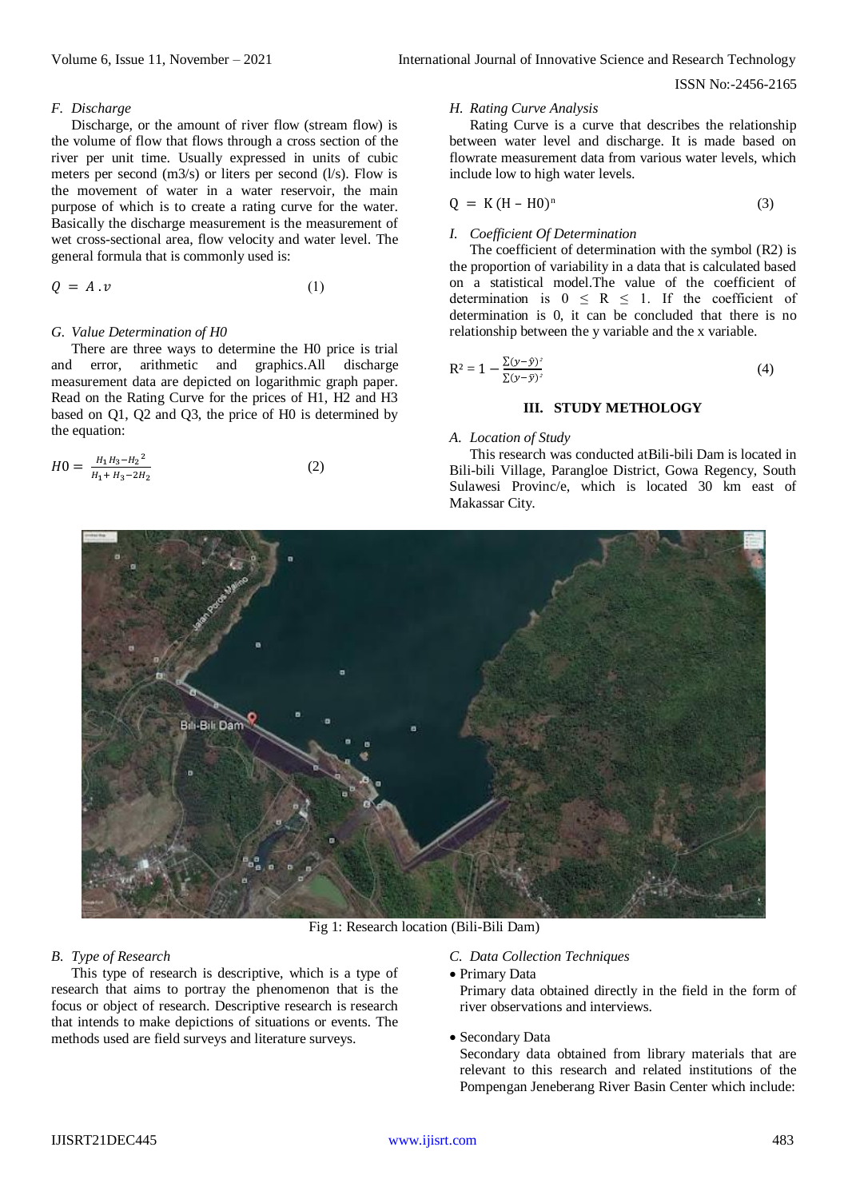### F. Discharge

Discharge, or the amount of river flow (stream flow) is the volume of flow that flows through a cross section of the river per unit time. Usually expressed in units of cubic meters per second (m3/s) or liters per second (l/s). Flow is the movement of water in a water reservoir, the main purpose of which is to create a rating curve for the water. Basically the discharge measurement is the measurement of wet cross-sectional area, flow velocity and water level. The general formula that is commonly used is:

$$Q = A \cdot v \qquad (1)$$

### G. Value Determination of H0

There are three ways to determine the H0 price is trial and error, arithmetic and graphics.All discharge measurement data are depicted on logarithmic graph paper. Read on the Rating Curve for the prices of H1, H2 and H3 based on Q1, Q2 and Q3, the price of H0 is determined by the equation:

$$H0 = \frac{H_1 H_3 - {H_2}^2}{H_1 + H_3 - 2H_2} \qquad (2)$$

### H. Rating Curve Analysis

Rating Curve is a curve that describes the relationship between water level and discharge. It is made based on flowrate measurement data from various water levels, which include low to high water levels.

$$Q = K(H - H0)^n \qquad (3)$$

### I. Coefficient Of Determination

The coefficient of determination with the symbol (R2) is the proportion of variability in a data that is calculated based on a statistical model.The value of the coefficient of determination is $0 \leq R \leq 1$. If the coefficient of determination is 0, it can be concluded that there is no relationship between the y variable and the x variable.

$$R^2 = 1 - \frac{\sum(y-\hat{y})^2}{\sum(y-\bar{y})^2} \qquad (4)$$

## III. STUDY METHOLOGY

### A. Location of Study

This research was conducted atBili-bili Dam is located in Bili-bili Village, Parangloe District, Gowa Regency, South Sulawesi Provinc/e, which is located 30 km east of Makassar City.

Fig 1: Research location (Bili-Bili Dam)

### B. Type of Research

This type of research is descriptive, which is a type of research that aims to portray the phenomenon that is the focus or object of research. Descriptive research is research that intends to make depictions of situations or events. The methods used are field surveys and literature surveys.

### C. Data Collection Techniques

- Primary Data

  Primary data obtained directly in the field in the form of river observations and interviews.

- Secondary Data

  Secondary data obtained from library materials that are relevant to this research and related institutions of the Pompengan Jeneberang River Basin Center which include: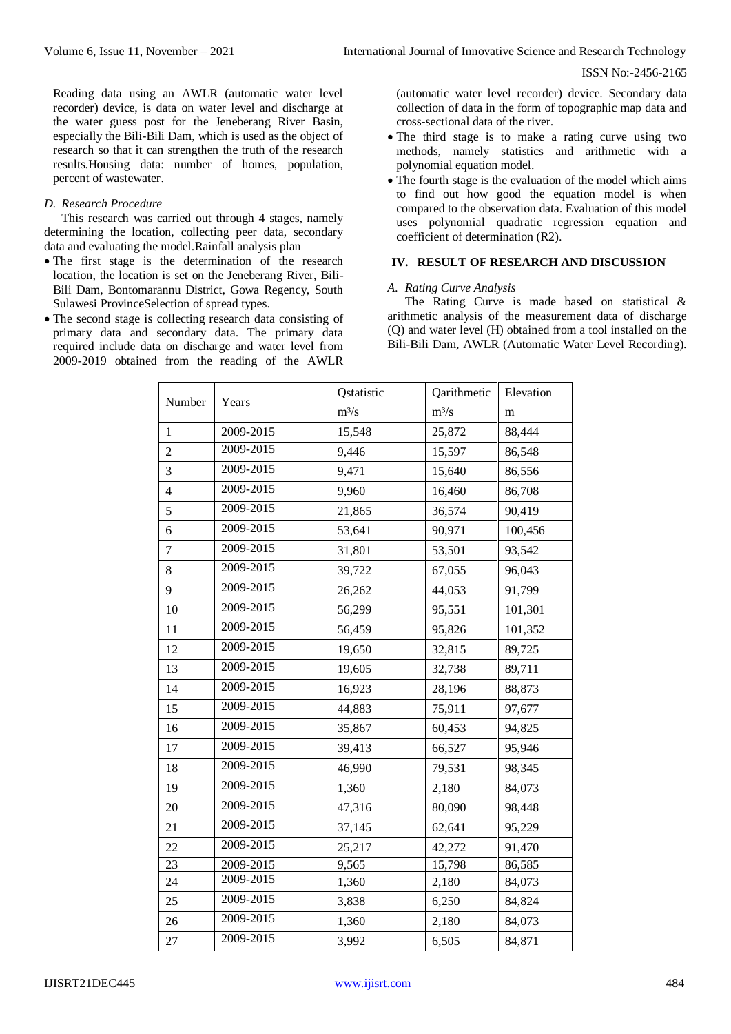Reading data using an AWLR (automatic water level recorder) device, is data on water level and discharge at the water guess post for the Jeneberang River Basin, especially the Bili-Bili Dam, which is used as the object of research so that it can strengthen the truth of the research results.Housing data: number of homes, population, percent of wastewater.

### *D. Research Procedure*

This research was carried out through 4 stages, namely determining the location, collecting peer data, secondary data and evaluating the model.Rainfall analysis plan

- The first stage is the determination of the research location, the location is set on the Jeneberang River, Bili-Bili Dam, Bontomarannu District, Gowa Regency, South Sulawesi ProvinceSelection of spread types.
- The second stage is collecting research data consisting of primary data and secondary data. The primary data required include data on discharge and water level from 2009-2019 obtained from the reading of the AWLR (automatic water level recorder) device. Secondary data collection of data in the form of topographic map data and cross-sectional data of the river.
- The third stage is to make a rating curve using two methods, namely statistics and arithmetic with a polynomial equation model.
- The fourth stage is the evaluation of the model which aims to find out how good the equation model is when compared to the observation data. Evaluation of this model uses polynomial quadratic regression equation and coefficient of determination (R2).

## IV. RESULT OF RESEARCH AND DISCUSSION

### *A. Rating Curve Analysis*

The Rating Curve is made based on statistical & arithmetic analysis of the measurement data of discharge (Q) and water level (H) obtained from a tool installed on the Bili-Bili Dam, AWLR (Automatic Water Level Recording).

| Number | Years | Qstatistic | Qarithmetic | Elevation |
|---|---|---|---|---|
| | | $m^3/s$ | $m^3/s$ | m |
| 1 | 2009-2015 | 15,548 | 25,872 | 88,444 |
| 2 | 2009-2015 | 9,446 | 15,597 | 86,548 |
| 3 | 2009-2015 | 9,471 | 15,640 | 86,556 |
| 4 | 2009-2015 | 9,960 | 16,460 | 86,708 |
| 5 | 2009-2015 | 21,865 | 36,574 | 90,419 |
| 6 | 2009-2015 | 53,641 | 90,971 | 100,456 |
| 7 | 2009-2015 | 31,801 | 53,501 | 93,542 |
| 8 | 2009-2015 | 39,722 | 67,055 | 96,043 |
| 9 | 2009-2015 | 26,262 | 44,053 | 91,799 |
| 10 | 2009-2015 | 56,299 | 95,551 | 101,301 |
| 11 | 2009-2015 | 56,459 | 95,826 | 101,352 |
| 12 | 2009-2015 | 19,650 | 32,815 | 89,725 |
| 13 | 2009-2015 | 19,605 | 32,738 | 89,711 |
| 14 | 2009-2015 | 16,923 | 28,196 | 88,873 |
| 15 | 2009-2015 | 44,883 | 75,911 | 97,677 |
| 16 | 2009-2015 | 35,867 | 60,453 | 94,825 |
| 17 | 2009-2015 | 39,413 | 66,527 | 95,946 |
| 18 | 2009-2015 | 46,990 | 79,531 | 98,345 |
| 19 | 2009-2015 | 1,360 | 2,180 | 84,073 |
| 20 | 2009-2015 | 47,316 | 80,090 | 98,448 |
| 21 | 2009-2015 | 37,145 | 62,641 | 95,229 |
| 22 | 2009-2015 | 25,217 | 42,272 | 91,470 |
| 23 | 2009-2015 | 9,565 | 15,798 | 86,585 |
| 24 | 2009-2015 | 1,360 | 2,180 | 84,073 |
| 25 | 2009-2015 | 3,838 | 6,250 | 84,824 |
| 26 | 2009-2015 | 1,360 | 2,180 | 84,073 |
| 27 | 2009-2015 | 3,992 | 6,505 | 84,871 |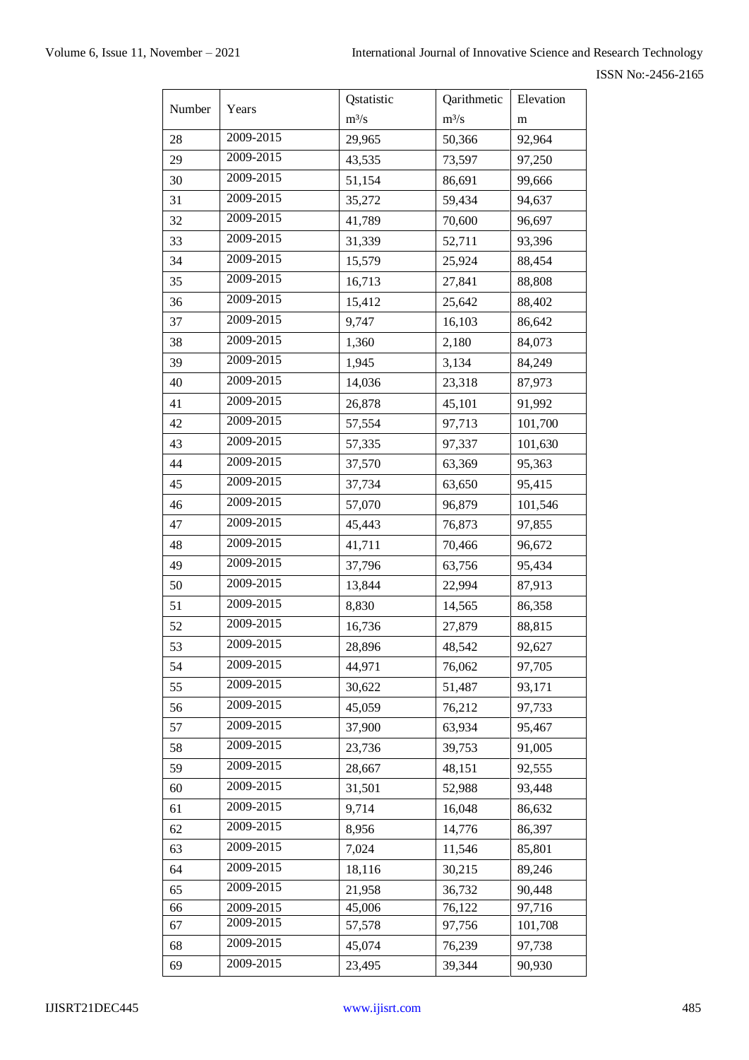| Number | Years | Qstatistic m³/s | Qarithmetic m³/s | Elevation m |
|---|---|---|---|---|
| 28 | 2009-2015 | 29,965 | 50,366 | 92,964 |
| 29 | 2009-2015 | 43,535 | 73,597 | 97,250 |
| 30 | 2009-2015 | 51,154 | 86,691 | 99,666 |
| 31 | 2009-2015 | 35,272 | 59,434 | 94,637 |
| 32 | 2009-2015 | 41,789 | 70,600 | 96,697 |
| 33 | 2009-2015 | 31,339 | 52,711 | 93,396 |
| 34 | 2009-2015 | 15,579 | 25,924 | 88,454 |
| 35 | 2009-2015 | 16,713 | 27,841 | 88,808 |
| 36 | 2009-2015 | 15,412 | 25,642 | 88,402 |
| 37 | 2009-2015 | 9,747 | 16,103 | 86,642 |
| 38 | 2009-2015 | 1,360 | 2,180 | 84,073 |
| 39 | 2009-2015 | 1,945 | 3,134 | 84,249 |
| 40 | 2009-2015 | 14,036 | 23,318 | 87,973 |
| 41 | 2009-2015 | 26,878 | 45,101 | 91,992 |
| 42 | 2009-2015 | 57,554 | 97,713 | 101,700 |
| 43 | 2009-2015 | 57,335 | 97,337 | 101,630 |
| 44 | 2009-2015 | 37,570 | 63,369 | 95,363 |
| 45 | 2009-2015 | 37,734 | 63,650 | 95,415 |
| 46 | 2009-2015 | 57,070 | 96,879 | 101,546 |
| 47 | 2009-2015 | 45,443 | 76,873 | 97,855 |
| 48 | 2009-2015 | 41,711 | 70,466 | 96,672 |
| 49 | 2009-2015 | 37,796 | 63,756 | 95,434 |
| 50 | 2009-2015 | 13,844 | 22,994 | 87,913 |
| 51 | 2009-2015 | 8,830 | 14,565 | 86,358 |
| 52 | 2009-2015 | 16,736 | 27,879 | 88,815 |
| 53 | 2009-2015 | 28,896 | 48,542 | 92,627 |
| 54 | 2009-2015 | 44,971 | 76,062 | 97,705 |
| 55 | 2009-2015 | 30,622 | 51,487 | 93,171 |
| 56 | 2009-2015 | 45,059 | 76,212 | 97,733 |
| 57 | 2009-2015 | 37,900 | 63,934 | 95,467 |
| 58 | 2009-2015 | 23,736 | 39,753 | 91,005 |
| 59 | 2009-2015 | 28,667 | 48,151 | 92,555 |
| 60 | 2009-2015 | 31,501 | 52,988 | 93,448 |
| 61 | 2009-2015 | 9,714 | 16,048 | 86,632 |
| 62 | 2009-2015 | 8,956 | 14,776 | 86,397 |
| 63 | 2009-2015 | 7,024 | 11,546 | 85,801 |
| 64 | 2009-2015 | 18,116 | 30,215 | 89,246 |
| 65 | 2009-2015 | 21,958 | 36,732 | 90,448 |
| 66 | 2009-2015 | 45,006 | 76,122 | 97,716 |
| 67 | 2009-2015 | 57,578 | 97,756 | 101,708 |
| 68 | 2009-2015 | 45,074 | 76,239 | 97,738 |
| 69 | 2009-2015 | 23,495 | 39,344 | 90,930 |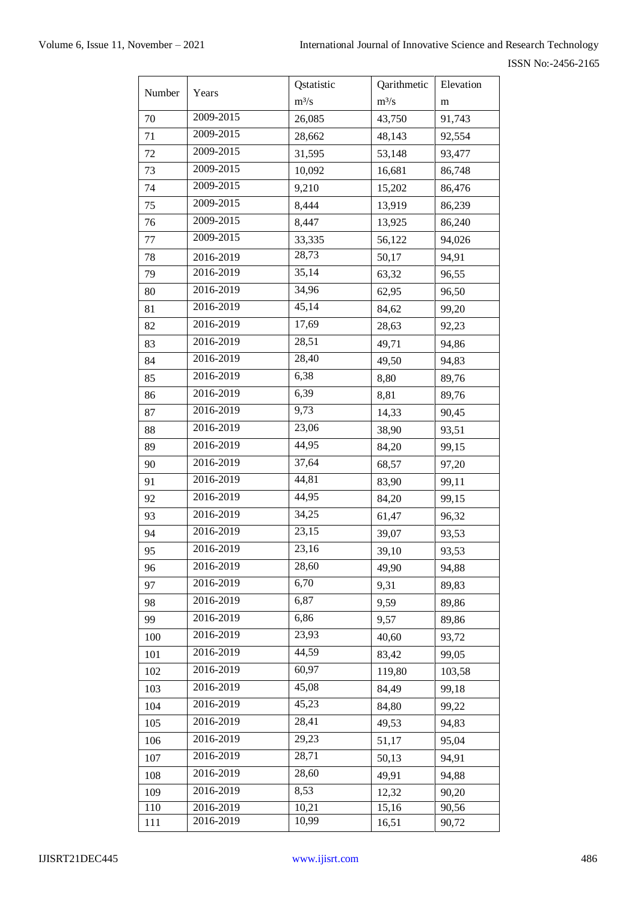| Number | Years | Qstatistic m³/s | Qarithmetic m³/s | Elevation m |
|---|---|---|---|---|
| 70 | 2009-2015 | 26,085 | 43,750 | 91,743 |
| 71 | 2009-2015 | 28,662 | 48,143 | 92,554 |
| 72 | 2009-2015 | 31,595 | 53,148 | 93,477 |
| 73 | 2009-2015 | 10,092 | 16,681 | 86,748 |
| 74 | 2009-2015 | 9,210 | 15,202 | 86,476 |
| 75 | 2009-2015 | 8,444 | 13,919 | 86,239 |
| 76 | 2009-2015 | 8,447 | 13,925 | 86,240 |
| 77 | 2009-2015 | 33,335 | 56,122 | 94,026 |
| 78 | 2016-2019 | 28,73 | 50,17 | 94,91 |
| 79 | 2016-2019 | 35,14 | 63,32 | 96,55 |
| 80 | 2016-2019 | 34,96 | 62,95 | 96,50 |
| 81 | 2016-2019 | 45,14 | 84,62 | 99,20 |
| 82 | 2016-2019 | 17,69 | 28,63 | 92,23 |
| 83 | 2016-2019 | 28,51 | 49,71 | 94,86 |
| 84 | 2016-2019 | 28,40 | 49,50 | 94,83 |
| 85 | 2016-2019 | 6,38 | 8,80 | 89,76 |
| 86 | 2016-2019 | 6,39 | 8,81 | 89,76 |
| 87 | 2016-2019 | 9,73 | 14,33 | 90,45 |
| 88 | 2016-2019 | 23,06 | 38,90 | 93,51 |
| 89 | 2016-2019 | 44,95 | 84,20 | 99,15 |
| 90 | 2016-2019 | 37,64 | 68,57 | 97,20 |
| 91 | 2016-2019 | 44,81 | 83,90 | 99,11 |
| 92 | 2016-2019 | 44,95 | 84,20 | 99,15 |
| 93 | 2016-2019 | 34,25 | 61,47 | 96,32 |
| 94 | 2016-2019 | 23,15 | 39,07 | 93,53 |
| 95 | 2016-2019 | 23,16 | 39,10 | 93,53 |
| 96 | 2016-2019 | 28,60 | 49,90 | 94,88 |
| 97 | 2016-2019 | 6,70 | 9,31 | 89,83 |
| 98 | 2016-2019 | 6,87 | 9,59 | 89,86 |
| 99 | 2016-2019 | 6,86 | 9,57 | 89,86 |
| 100 | 2016-2019 | 23,93 | 40,60 | 93,72 |
| 101 | 2016-2019 | 44,59 | 83,42 | 99,05 |
| 102 | 2016-2019 | 60,97 | 119,80 | 103,58 |
| 103 | 2016-2019 | 45,08 | 84,49 | 99,18 |
| 104 | 2016-2019 | 45,23 | 84,80 | 99,22 |
| 105 | 2016-2019 | 28,41 | 49,53 | 94,83 |
| 106 | 2016-2019 | 29,23 | 51,17 | 95,04 |
| 107 | 2016-2019 | 28,71 | 50,13 | 94,91 |
| 108 | 2016-2019 | 28,60 | 49,91 | 94,88 |
| 109 | 2016-2019 | 8,53 | 12,32 | 90,20 |
| 110 | 2016-2019 | 10,21 | 15,16 | 90,56 |
| 111 | 2016-2019 | 10,99 | 16,51 | 90,72 |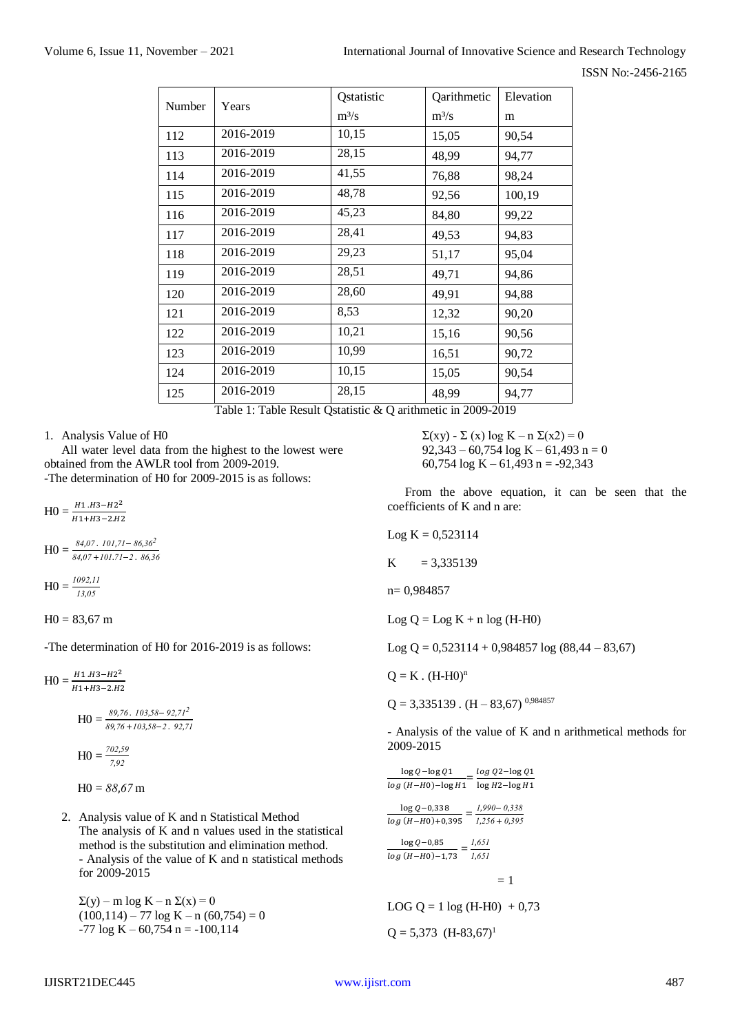| Number | Years | Qstatistic $m^3/s$ | Qarithmetic $m^3/s$ | Elevation m |
|---|---|---|---|---|
| 112 | 2016-2019 | 10,15 | 15,05 | 90,54 |
| 113 | 2016-2019 | 28,15 | 48,99 | 94,77 |
| 114 | 2016-2019 | 41,55 | 76,88 | 98,24 |
| 115 | 2016-2019 | 48,78 | 92,56 | 100,19 |
| 116 | 2016-2019 | 45,23 | 84,80 | 99,22 |
| 117 | 2016-2019 | 28,41 | 49,53 | 94,83 |
| 118 | 2016-2019 | 29,23 | 51,17 | 95,04 |
| 119 | 2016-2019 | 28,51 | 49,71 | 94,86 |
| 120 | 2016-2019 | 28,60 | 49,91 | 94,88 |
| 121 | 2016-2019 | 8,53 | 12,32 | 90,20 |
| 122 | 2016-2019 | 10,21 | 15,16 | 90,56 |
| 123 | 2016-2019 | 10,99 | 16,51 | 90,72 |
| 124 | 2016-2019 | 10,15 | 15,05 | 90,54 |
| 125 | 2016-2019 | 28,15 | 48,99 | 94,77 |

Table 1: Table Result Qstatistic & Q arithmetic in 2009-2019

1. Analysis Value of H0

All water level data from the highest to the lowest were obtained from the AWLR tool from 2009-2019.

-The determination of H0 for 2009-2015 is as follows:

$$H0 = \frac{H1 . H3 - H2^2}{H1 + H3 - 2 . H2}$$

$$H0 = \frac{84{,}07 \,.\, 101{,}71 - 86{,}36^2}{84{,}07 + 101.71 - 2 \,.\, 86{,}36}$$

$$H0 = \frac{1092{,}11}{13{,}05}$$

$$H0 = 83{,}67 \text{ m}$$

-The determination of H0 for 2016-2019 is as follows:

$$H0 = \frac{H1 . H3 - H2^2}{H1 + H3 - 2 . H2}$$

$$H0 = \frac{89{,}76 \,.\, 103{,}58 - 92{,}71^2}{89{,}76 + 103{,}58 - 2 \,.\, 92{,}71}$$

$$H0 = \frac{702{,}59}{7{,}92}$$

$$H0 = 88{,}67 \text{ m}$$

2. Analysis value of K and n Statistical Method

The analysis of K and n values used in the statistical method is the substitution and elimination method.

- Analysis of the value of K and n statistical methods for 2009-2015

$\Sigma(y) - m \log K - n\, \Sigma(x) = 0$

$(100{,}114) - 77 \log K - n\,(60{,}754) = 0$

$-77 \log K - 60{,}754\, n = -100{,}114$

$\Sigma(xy) - \Sigma(x) \log K - n\, \Sigma(x2) = 0$

$92{,}343 - 60{,}754 \log K - 61{,}493\, n = 0$

$60{,}754 \log K - 61{,}493\, n = -92{,}343$

From the above equation, it can be seen that the coefficients of K and n are:

$\text{Log } K = 0{,}523114$

$K = 3{,}335139$

$n = 0{,}984857$

$\text{Log } Q = \text{Log } K + n \log (H\text{-}H0)$

$\text{Log } Q = 0{,}523114 + 0{,}984857 \log (88{,}44 - 83{,}67)$

$Q = K \,.\, (H\text{-}H0)^n$

$Q = 3{,}335139 \,.\, (H - 83{,}67)^{0{,}984857}$

- Analysis of the value of K and n arithmetical methods for 2009-2015

$$\frac{\log Q - \log Q1}{\log (H-H0) - \log H1} = \frac{\log Q2 - \log Q1}{\log H2 - \log H1}$$

$$\frac{\log Q - 0{,}338}{\log (H-H0) + 0{,}395} = \frac{1{,}990 - 0{,}338}{1{,}256 + 0{,}395}$$

$$\frac{\log Q - 0{,}85}{\log (H-H0) - 1{,}73} = \frac{1{,}651}{1{,}651}$$

$$= 1$$

$\text{LOG } Q = 1 \log (H\text{-}H0) + 0{,}73$

$Q = 5{,}373\ (H\text{-}83{,}67)^1$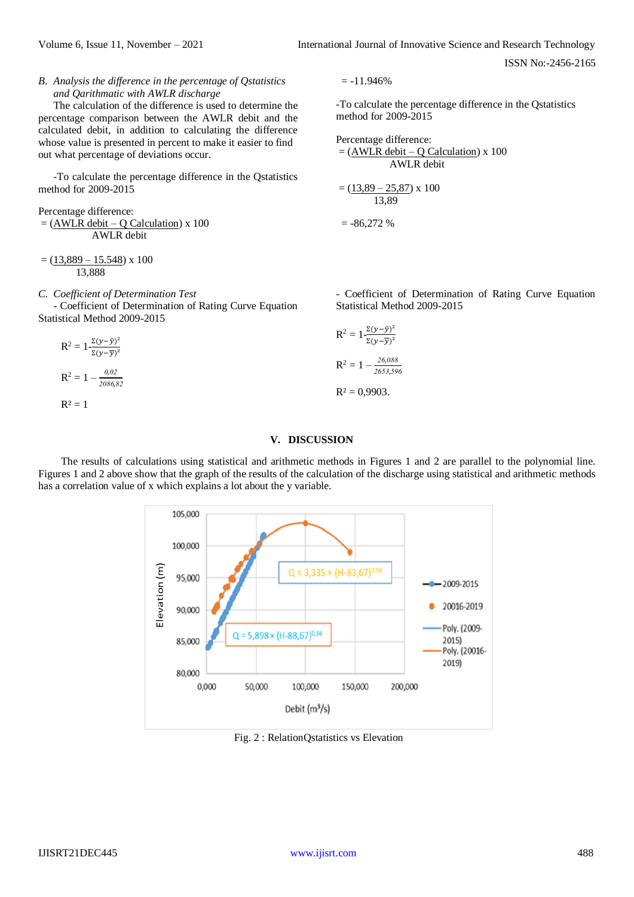*B. Analysis the difference in the percentage of Qstatistics and Qarithmatic with AWLR discharge*

The calculation of the difference is used to determine the percentage comparison between the AWLR debit and the calculated debit, in addition to calculating the difference whose value is presented in percent to make it easier to find out what percentage of deviations occur.

-To calculate the percentage difference in the Qstatistics method for 2009-2015

Percentage difference:

$$= \frac{(\text{AWLR debit} - \text{Q Calculation})}{\text{AWLR debit}} \times 100$$

$$= \frac{(13{,}889 - 15.548)}{13{,}888} \times 100$$

$$= -11.946\%$$

-To calculate the percentage difference in the Qstatistics method for 2009-2015

Percentage difference:

$$= \frac{(\text{AWLR debit} - \text{Q Calculation})}{\text{AWLR debit}} \times 100$$

$$= \frac{(13{,}89 - 25{,}87)}{13{,}89} \times 100$$

$$= -86{,}272\ \%$$

*C. Coefficient of Determination Test*

- Coefficient of Determination of Rating Curve Equation Statistical Method 2009-2015

$$R^2 = 1 - \frac{\Sigma(y-\hat{y})^2}{\Sigma(y-\overline{y})^2}$$

$$R^2 = 1 - \frac{0{,}02}{2086{,}82}$$

$$R^2 = 1$$

- Coefficient of Determination of Rating Curve Equation Statistical Method 2009-2015

$$R^2 = 1 - \frac{\Sigma(y-\hat{y})^2}{\Sigma(y-\overline{y})^2}$$

$$R^2 = 1 - \frac{26{,}088}{2653{,}596}$$

$$R^2 = 0{,}9903.$$

## V. DISCUSSION

The results of calculations using statistical and arithmetic methods in Figures 1 and 2 are parallel to the polynomial line. Figures 1 and 2 above show that the graph of the results of the calculation of the discharge using statistical and arithmetic methods has a correlation value of x which explains a lot about the y variable.

Fig. 2 : RelationQstatistics vs Elevation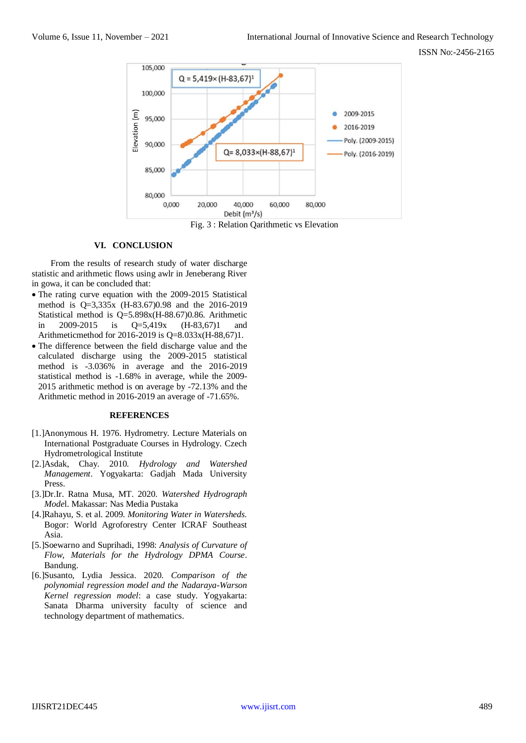Q = 5,419× (H-83,67)¹

Q= 8,033×(H-88,67)¹

105,000

100,000

95,000

90,000

85,000

80,000

Elevation (m)

0,000 20,000 40,000 60,000 80,000

Debit (m³/s)

2009-2015

2016-2019

Poly. (2009-2015)

Poly. (2016-2019)

Fig. 3 : Relation Qarithmetic vs Elevation

## VI. CONCLUSION

From the results of research study of water discharge statistic and arithmetic flows using awlr in Jeneberang River in gowa, it can be concluded that:

- The rating curve equation with the 2009-2015 Statistical method is Q=3,335x (H-83.67)0.98 and the 2016-2019 Statistical method is Q=5.898x(H-88.67)0.86. Arithmetic in 2009-2015 is Q=5,419x (H-83,67)1 and Arithmeticmethod for 2016-2019 is Q=8.033x(H-88,67)1.
- The difference between the field discharge value and the calculated discharge using the 2009-2015 statistical method is -3.036% in average and the 2016-2019 statistical method is -1.68% in average, while the 2009-2015 arithmetic method is on average by -72.13% and the Arithmetic method in 2016-2019 an average of -71.65%.

## REFERENCES

[1.]Anonymous H. 1976. Hydrometry. Lecture Materials on International Postgraduate Courses in Hydrology. Czech Hydrometrological Institute

[2.]Asdak, Chay. 2010. *Hydrology and Watershed Management*. Yogyakarta: Gadjah Mada University Press.

[3.]Dr.Ir. Ratna Musa, MT. 2020. *Watershed Hydrograph Mode*l. Makassar: Nas Media Pustaka

[4.]Rahayu, S. et al. 2009. *Monitoring Water in Watersheds*. Bogor: World Agroforestry Center ICRAF Southeast Asia.

[5.]Soewarno and Suprihadi, 1998: *Analysis of Curvature of Flow, Materials for the Hydrology DPMA Course*. Bandung.

[6.]Susanto, Lydia Jessica. 2020. *Comparison of the polynomial regression model and the Nadaraya-Warson Kernel regression model*: a case study. Yogyakarta: Sanata Dharma university faculty of science and technology department of mathematics.